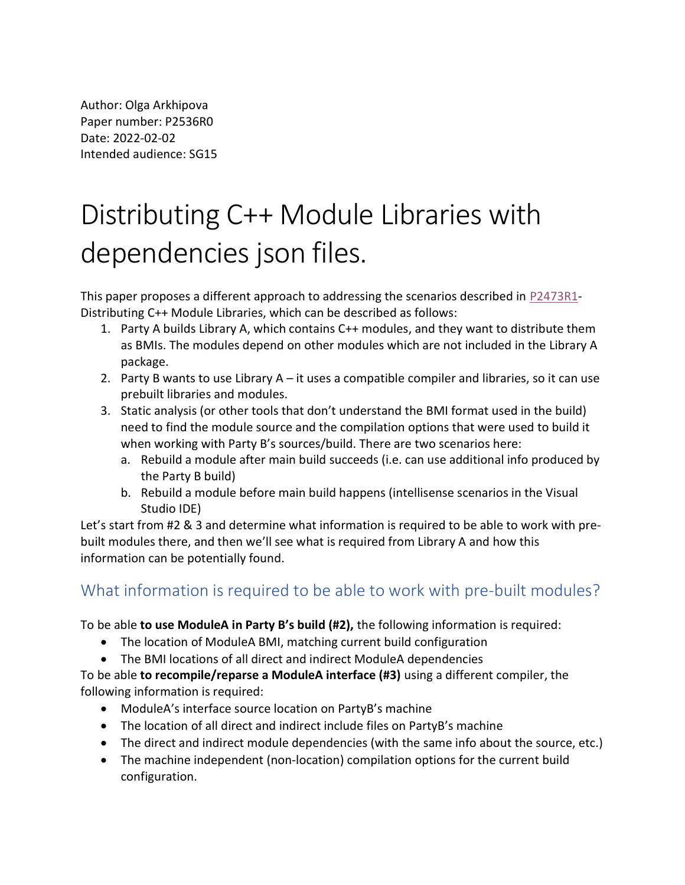Author: Olga Arkhipova
Paper number: P2536R0
Date: 2022-02-02
Intended audience: SG15

# Distributing C++ Module Libraries with dependencies json files.

This paper proposes a different approach to addressing the scenarios described in P2473R1- Distributing C++ Module Libraries, which can be described as follows:

1. Party A builds Library A, which contains C++ modules, and they want to distribute them as BMIs. The modules depend on other modules which are not included in the Library A package.
2. Party B wants to use Library A – it uses a compatible compiler and libraries, so it can use prebuilt libraries and modules.
3. Static analysis (or other tools that don't understand the BMI format used in the build) need to find the module source and the compilation options that were used to build it when working with Party B's sources/build. There are two scenarios here:
   a. Rebuild a module after main build succeeds (i.e. can use additional info produced by the Party B build)
   b. Rebuild a module before main build happens (intellisense scenarios in the Visual Studio IDE)

Let's start from #2 & 3 and determine what information is required to be able to work with pre-built modules there, and then we'll see what is required from Library A and how this information can be potentially found.

## What information is required to be able to work with pre-built modules?

To be able **to use ModuleA in Party B's build (#2),** the following information is required:

- The location of ModuleA BMI, matching current build configuration
- The BMI locations of all direct and indirect ModuleA dependencies

To be able **to recompile/reparse a ModuleA interface (#3)** using a different compiler, the following information is required:

- ModuleA's interface source location on PartyB's machine
- The location of all direct and indirect include files on PartyB's machine
- The direct and indirect module dependencies (with the same info about the source, etc.)
- The machine independent (non-location) compilation options for the current build configuration.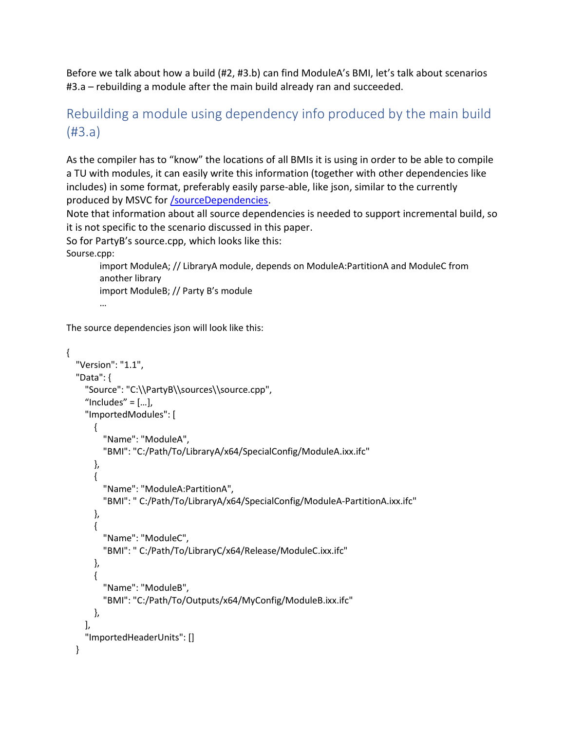Before we talk about how a build (#2, #3.b) can find ModuleA's BMI, let's talk about scenarios #3.a – rebuilding a module after the main build already ran and succeeded.

## Rebuilding a module using dependency info produced by the main build (#3.a)

As the compiler has to "know" the locations of all BMIs it is using in order to be able to compile a TU with modules, it can easily write this information (together with other dependencies like includes) in some format, preferably easily parse-able, like json, similar to the currently produced by MSVC for [/sourceDependencies](/sourceDependencies).
Note that information about all source dependencies is needed to support incremental build, so it is not specific to the scenario discussed in this paper.
So for PartyB's source.cpp, which looks like this:
Sourse.cpp:

```
import ModuleA; // LibraryA module, depends on ModuleA:PartitionA and ModuleC from another library
import ModuleB; // Party B's module
…
```

The source dependencies json will look like this:

```
{
   "Version": "1.1",
   "Data": {
      "Source": "C:\\PartyB\\sources\\source.cpp",
      "Includes" = […],
      "ImportedModules": [
         {
            "Name": "ModuleA",
            "BMI": "C:/Path/To/LibraryA/x64/SpecialConfig/ModuleA.ixx.ifc"
         },
         {
            "Name": "ModuleA:PartitionA",
            "BMI": " C:/Path/To/LibraryA/x64/SpecialConfig/ModuleA-PartitionA.ixx.ifc"
         },
         {
            "Name": "ModuleC",
            "BMI": " C:/Path/To/LibraryC/x64/Release/ModuleC.ixx.ifc"
         },
         {
            "Name": "ModuleB",
            "BMI": "C:/Path/To/Outputs/x64/MyConfig/ModuleB.ixx.ifc"
         },
      ],
      "ImportedHeaderUnits": []
   }
```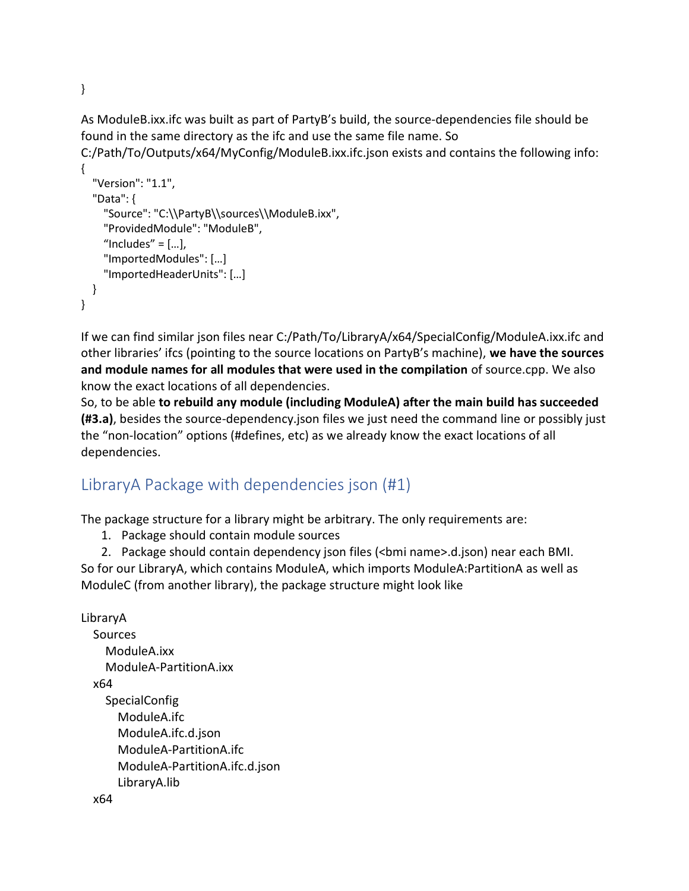}

As ModuleB.ixx.ifc was built as part of PartyB's build, the source-dependencies file should be found in the same directory as the ifc and use the same file name. So C:/Path/To/Outputs/x64/MyConfig/ModuleB.ixx.ifc.json exists and contains the following info:

```
{
  "Version": "1.1",
  "Data": {
    "Source": "C:\\PartyB\\sources\\ModuleB.ixx",
    "ProvidedModule": "ModuleB",
    “Includes” = […],
    "ImportedModules": […]
    "ImportedHeaderUnits": […]
  }
}
```

If we can find similar json files near C:/Path/To/LibraryA/x64/SpecialConfig/ModuleA.ixx.ifc and other libraries' ifcs (pointing to the source locations on PartyB's machine), **we have the sources and module names for all modules that were used in the compilation** of source.cpp. We also know the exact locations of all dependencies.

So, to be able **to rebuild any module (including ModuleA) after the main build has succeeded (#3.a)**, besides the source-dependency.json files we just need the command line or possibly just the "non-location" options (#defines, etc) as we already know the exact locations of all dependencies.

## LibraryA Package with dependencies json (#1)

The package structure for a library might be arbitrary. The only requirements are:

1. Package should contain module sources
2. Package should contain dependency json files (<bmi name>.d.json) near each BMI.

So for our LibraryA, which contains ModuleA, which imports ModuleA:PartitionA as well as ModuleC (from another library), the package structure might look like

```
LibraryA
  Sources
    ModuleA.ixx
    ModuleA-PartitionA.ixx
  x64
    SpecialConfig
      ModuleA.ifc
      ModuleA.ifc.d.json
      ModuleA-PartitionA.ifc
      ModuleA-PartitionA.ifc.d.json
      LibraryA.lib
  x64
```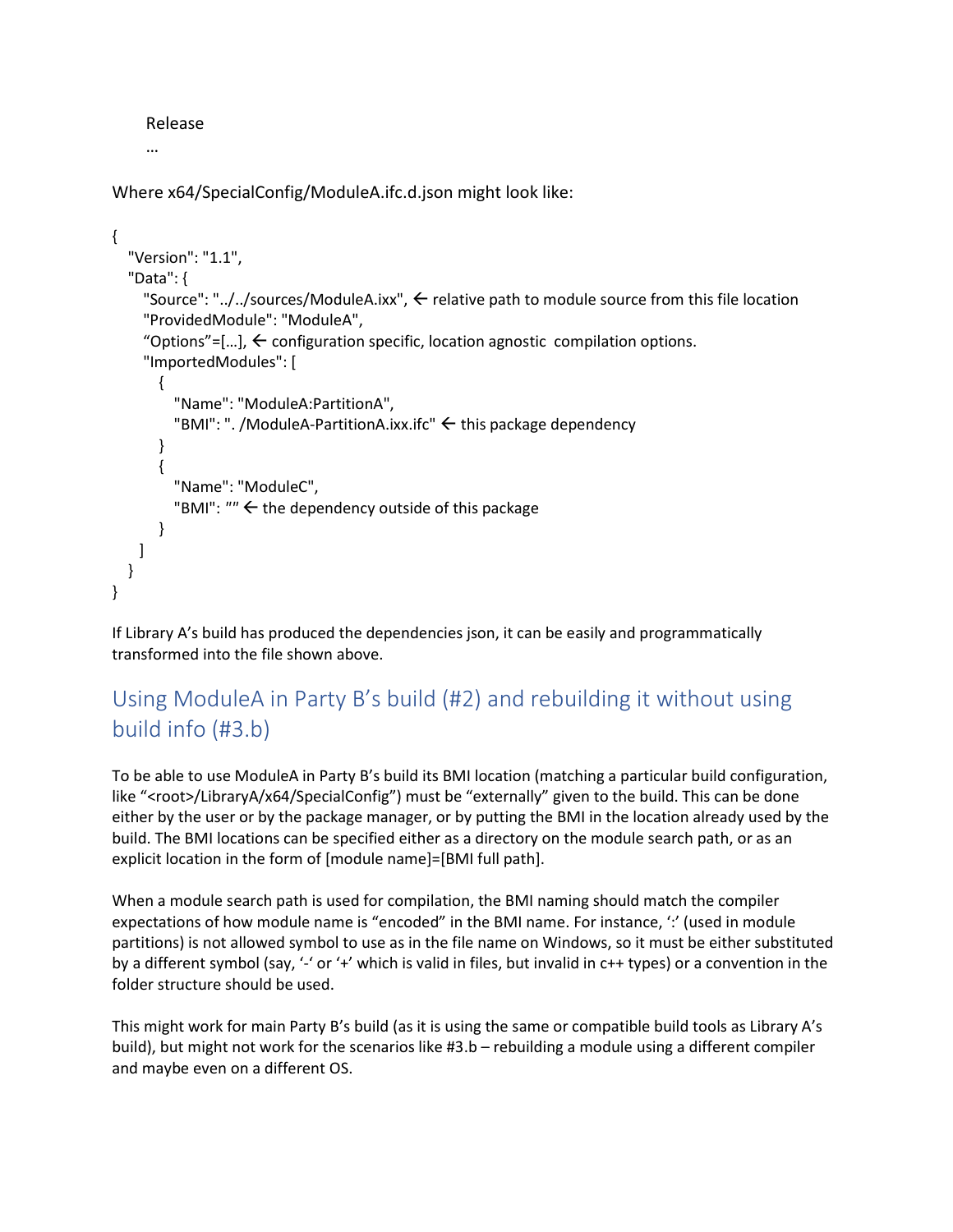Release
    …

Where x64/SpecialConfig/ModuleA.ifc.d.json might look like:

```
{
   "Version": "1.1",
   "Data": {
     "Source": "../../sources/ModuleA.ixx", ← relative path to module source from this file location
     "ProvidedModule": "ModuleA",
     “Options”=[…], ← configuration specific, location agnostic  compilation options.
     "ImportedModules": [
        {
           "Name": "ModuleA:PartitionA",
           "BMI": ". /ModuleA-PartitionA.ixx.ifc" ← this package dependency
        }
        {
           "Name": "ModuleC",
           "BMI": “” ← the dependency outside of this package
        }
     ]
   }
}
```

If Library A’s build has produced the dependencies json, it can be easily and programmatically transformed into the file shown above.

## Using ModuleA in Party B’s build (#2) and rebuilding it without using build info (#3.b)

To be able to use ModuleA in Party B’s build its BMI location (matching a particular build configuration, like “<root>/LibraryA/x64/SpecialConfig”) must be “externally” given to the build. This can be done either by the user or by the package manager, or by putting the BMI in the location already used by the build. The BMI locations can be specified either as a directory on the module search path, or as an explicit location in the form of [module name]=[BMI full path].

When a module search path is used for compilation, the BMI naming should match the compiler expectations of how module name is “encoded” in the BMI name. For instance, ‘:’ (used in module partitions) is not allowed symbol to use as in the file name on Windows, so it must be either substituted by a different symbol (say, ‘-‘ or ‘+’ which is valid in files, but invalid in c++ types) or a convention in the folder structure should be used.

This might work for main Party B’s build (as it is using the same or compatible build tools as Library A’s build), but might not work for the scenarios like #3.b – rebuilding a module using a different compiler and maybe even on a different OS.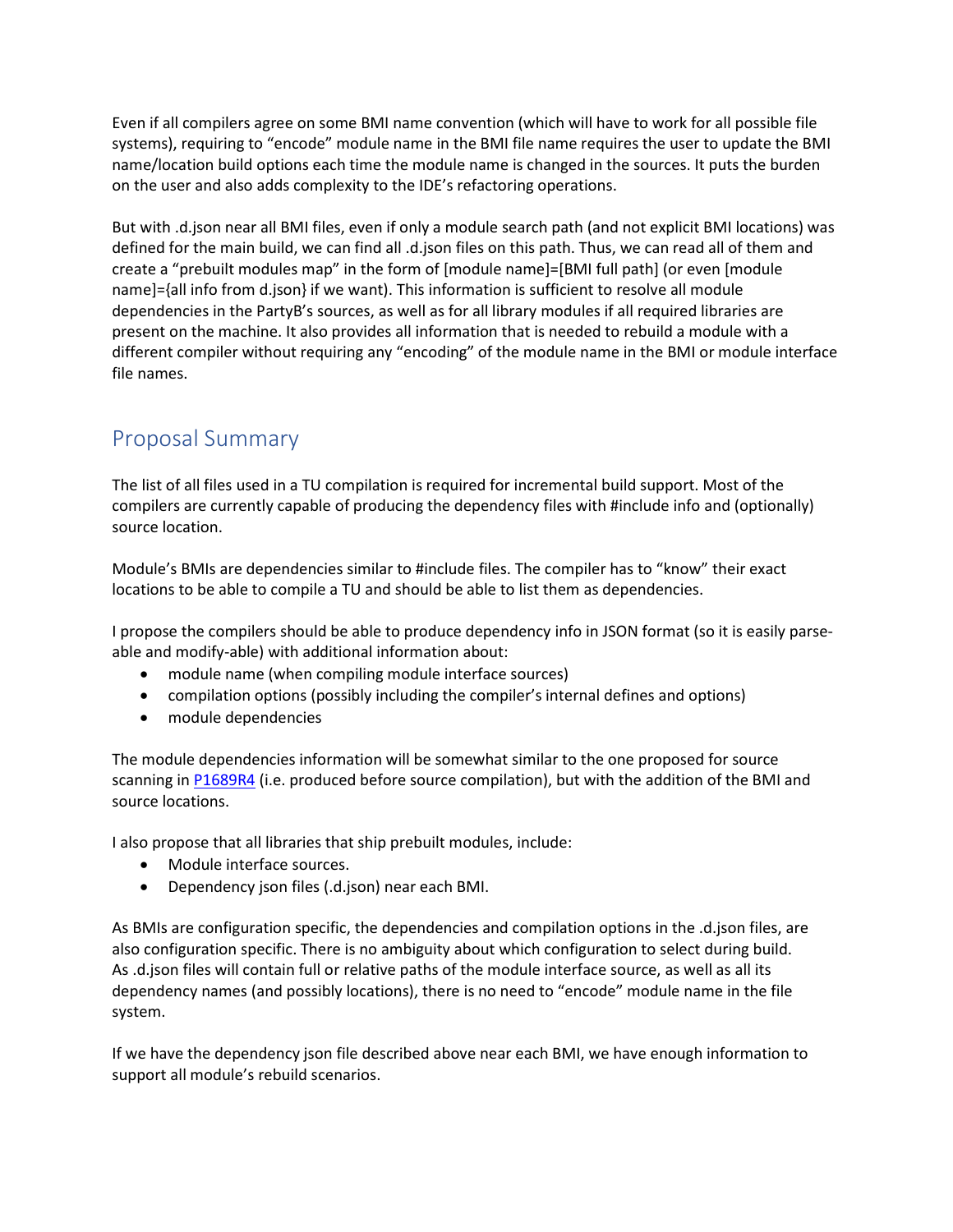Even if all compilers agree on some BMI name convention (which will have to work for all possible file systems), requiring to "encode" module name in the BMI file name requires the user to update the BMI name/location build options each time the module name is changed in the sources. It puts the burden on the user and also adds complexity to the IDE's refactoring operations.

But with .d.json near all BMI files, even if only a module search path (and not explicit BMI locations) was defined for the main build, we can find all .d.json files on this path. Thus, we can read all of them and create a "prebuilt modules map" in the form of [module name]=[BMI full path] (or even [module name]={all info from d.json} if we want). This information is sufficient to resolve all module dependencies in the PartyB's sources, as well as for all library modules if all required libraries are present on the machine. It also provides all information that is needed to rebuild a module with a different compiler without requiring any "encoding" of the module name in the BMI or module interface file names.

## Proposal Summary

The list of all files used in a TU compilation is required for incremental build support. Most of the compilers are currently capable of producing the dependency files with #include info and (optionally) source location.

Module's BMIs are dependencies similar to #include files. The compiler has to "know" their exact locations to be able to compile a TU and should be able to list them as dependencies.

I propose the compilers should be able to produce dependency info in JSON format (so it is easily parse-able and modify-able) with additional information about:

- module name (when compiling module interface sources)
- compilation options (possibly including the compiler's internal defines and options)
- module dependencies

The module dependencies information will be somewhat similar to the one proposed for source scanning in P1689R4 (i.e. produced before source compilation), but with the addition of the BMI and source locations.

I also propose that all libraries that ship prebuilt modules, include:

- Module interface sources.
- Dependency json files (.d.json) near each BMI.

As BMIs are configuration specific, the dependencies and compilation options in the .d.json files, are also configuration specific. There is no ambiguity about which configuration to select during build. As .d.json files will contain full or relative paths of the module interface source, as well as all its dependency names (and possibly locations), there is no need to "encode" module name in the file system.

If we have the dependency json file described above near each BMI, we have enough information to support all module's rebuild scenarios.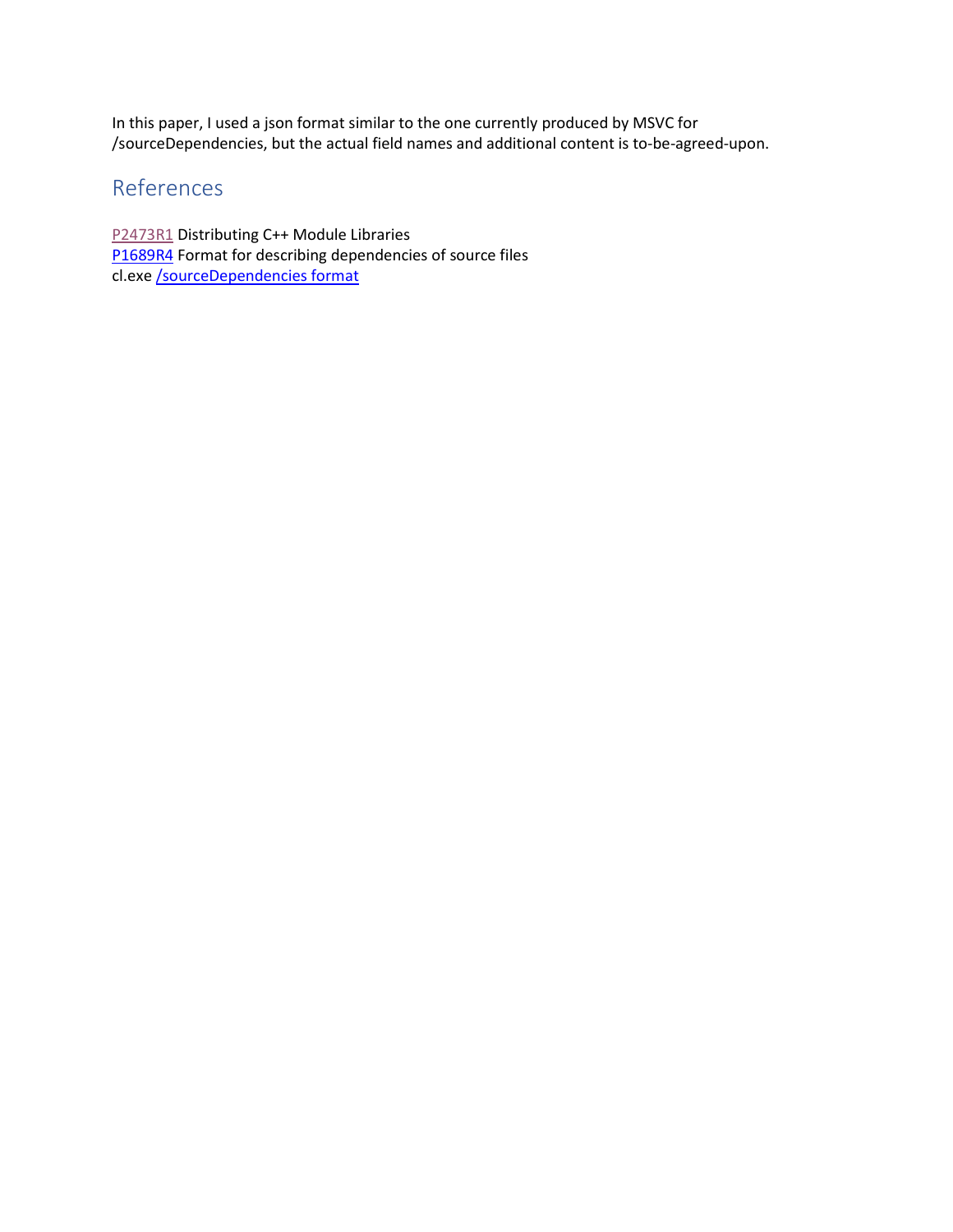In this paper, I used a json format similar to the one currently produced by MSVC for /sourceDependencies, but the actual field names and additional content is to-be-agreed-upon.

## References

P2473R1 Distributing C++ Module Libraries
P1689R4 Format for describing dependencies of source files
cl.exe /sourceDependencies format